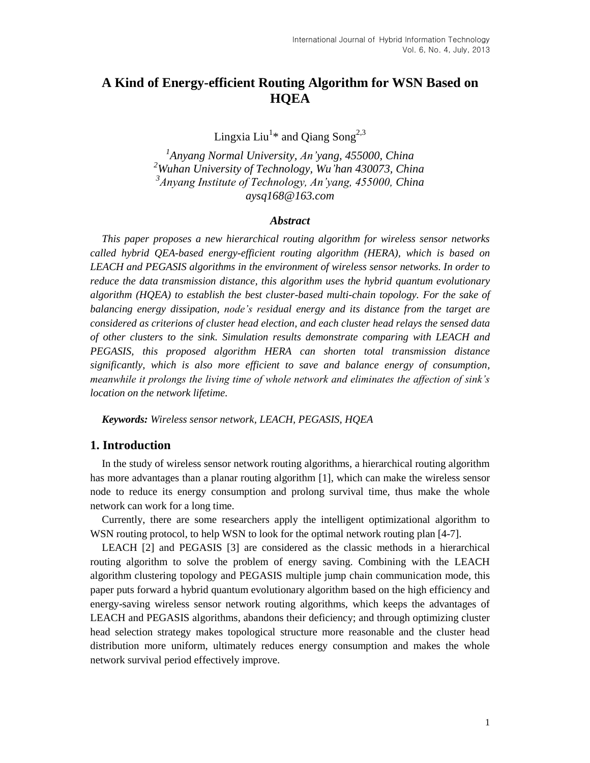# A Kind of Energy-efficient Routing Algorithm for WSN Based on HQEA

Lingxia Liu[1]* and Qiang Song[2,3]

[1]*Anyang Normal University, An'yang, 455000, China*
[2]*Wuhan University of Technology, Wu'han 430073, China*
[3]*Anyang Institute of Technology, An'yang, 455000, China*
*aysq168@163.com*

### *Abstract*

*This paper proposes a new hierarchical routing algorithm for wireless sensor networks called hybrid QEA-based energy-efficient routing algorithm (HERA), which is based on LEACH and PEGASIS algorithms in the environment of wireless sensor networks. In order to reduce the data transmission distance, this algorithm uses the hybrid quantum evolutionary algorithm (HQEA) to establish the best cluster-based multi-chain topology. For the sake of balancing energy dissipation, node's residual energy and its distance from the target are considered as criterions of cluster head election, and each cluster head relays the sensed data of other clusters to the sink. Simulation results demonstrate comparing with LEACH and PEGASIS, this proposed algorithm HERA can shorten total transmission distance significantly, which is also more efficient to save and balance energy of consumption, meanwhile it prolongs the living time of whole network and eliminates the affection of sink's location on the network lifetime.*

***Keywords:*** *Wireless sensor network, LEACH, PEGASIS, HQEA*

## 1. Introduction

In the study of wireless sensor network routing algorithms, a hierarchical routing algorithm has more advantages than a planar routing algorithm [1], which can make the wireless sensor node to reduce its energy consumption and prolong survival time, thus make the whole network can work for a long time.

Currently, there are some researchers apply the intelligent optimizational algorithm to WSN routing protocol, to help WSN to look for the optimal network routing plan [4-7].

LEACH [2] and PEGASIS [3] are considered as the classic methods in a hierarchical routing algorithm to solve the problem of energy saving. Combining with the LEACH algorithm clustering topology and PEGASIS multiple jump chain communication mode, this paper puts forward a hybrid quantum evolutionary algorithm based on the high efficiency and energy-saving wireless sensor network routing algorithms, which keeps the advantages of LEACH and PEGASIS algorithms, abandons their deficiency; and through optimizing cluster head selection strategy makes topological structure more reasonable and the cluster head distribution more uniform, ultimately reduces energy consumption and makes the whole network survival period effectively improve.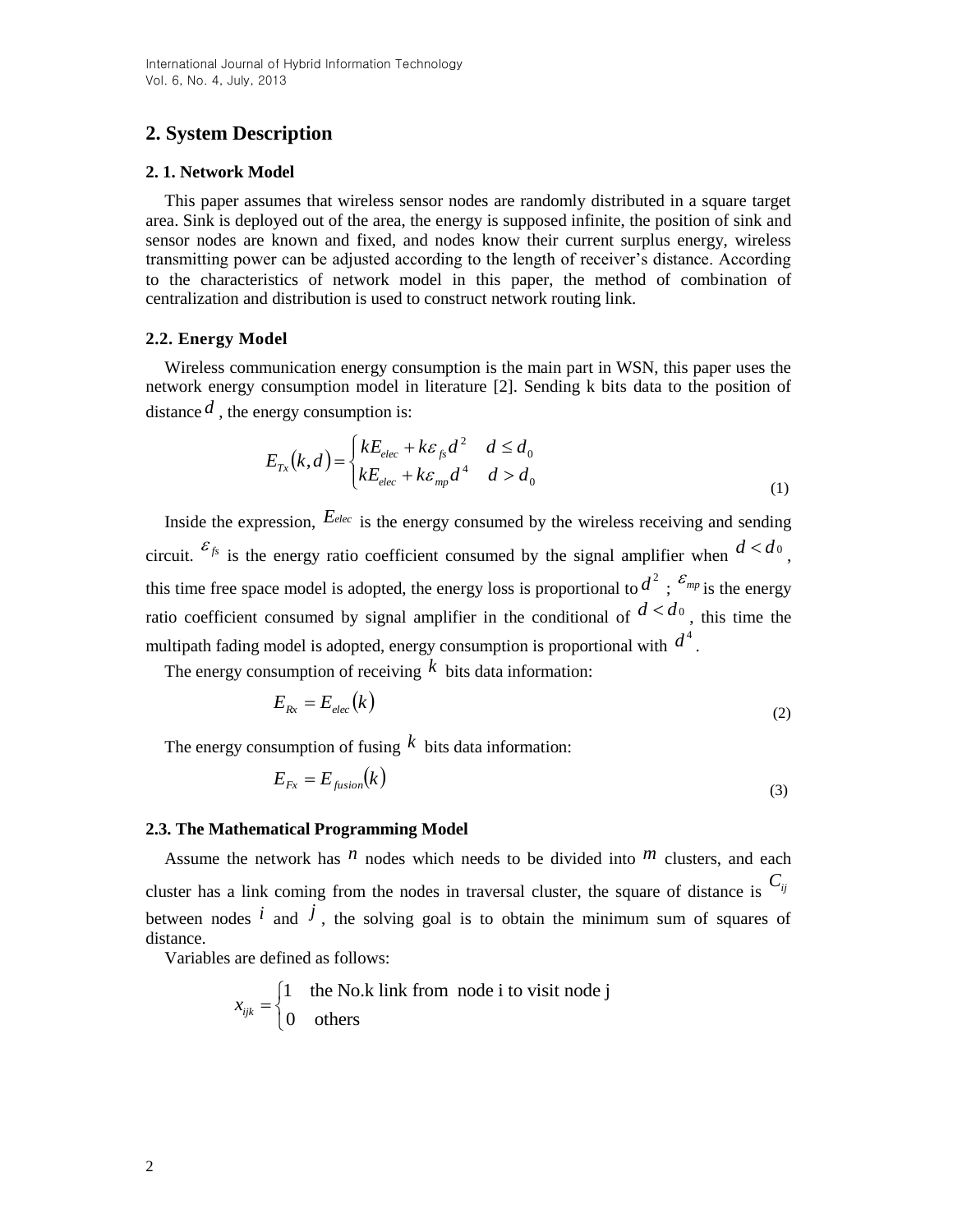## 2. System Description

### 2. 1. Network Model

This paper assumes that wireless sensor nodes are randomly distributed in a square target area. Sink is deployed out of the area, the energy is supposed infinite, the position of sink and sensor nodes are known and fixed, and nodes know their current surplus energy, wireless transmitting power can be adjusted according to the length of receiver's distance. According to the characteristics of network model in this paper, the method of combination of centralization and distribution is used to construct network routing link.

### 2.2. Energy Model

Wireless communication energy consumption is the main part in WSN, this paper uses the network energy consumption model in literature [2]. Sending k bits data to the position of distance $d$ , the energy consumption is:

$$E_{Tx}(k,d) = \begin{cases} kE_{elec} + k\varepsilon_{fs}d^2 & d \le d_0 \\ kE_{elec} + k\varepsilon_{mp}d^4 & d > d_0 \end{cases} \tag{1}$$

Inside the expression, $E_{elec}$ is the energy consumed by the wireless receiving and sending circuit. $\varepsilon_{fs}$ is the energy ratio coefficient consumed by the signal amplifier when $d < d_0$, this time free space model is adopted, the energy loss is proportional to $d^2$ ; $\varepsilon_{mp}$ is the energy ratio coefficient consumed by signal amplifier in the conditional of $d < d_0$, this time the multipath fading model is adopted, energy consumption is proportional with $d^4$.

The energy consumption of receiving $k$ bits data information:

$$E_{Rx} = E_{elec}(k) \tag{2}$$

The energy consumption of fusing $k$ bits data information:

$$E_{Fx} = E_{fusion}(k) \tag{3}$$

### 2.3. The Mathematical Programming Model

Assume the network has $n$ nodes which needs to be divided into $m$ clusters, and each cluster has a link coming from the nodes in traversal cluster, the square of distance is $C_{ij}$ between nodes $i$ and $j$, the solving goal is to obtain the minimum sum of squares of distance.

Variables are defined as follows:

$$x_{ijk} = \begin{cases} 1 & \text{the No.k link from node i to visit node j} \\ 0 & \text{others} \end{cases}$$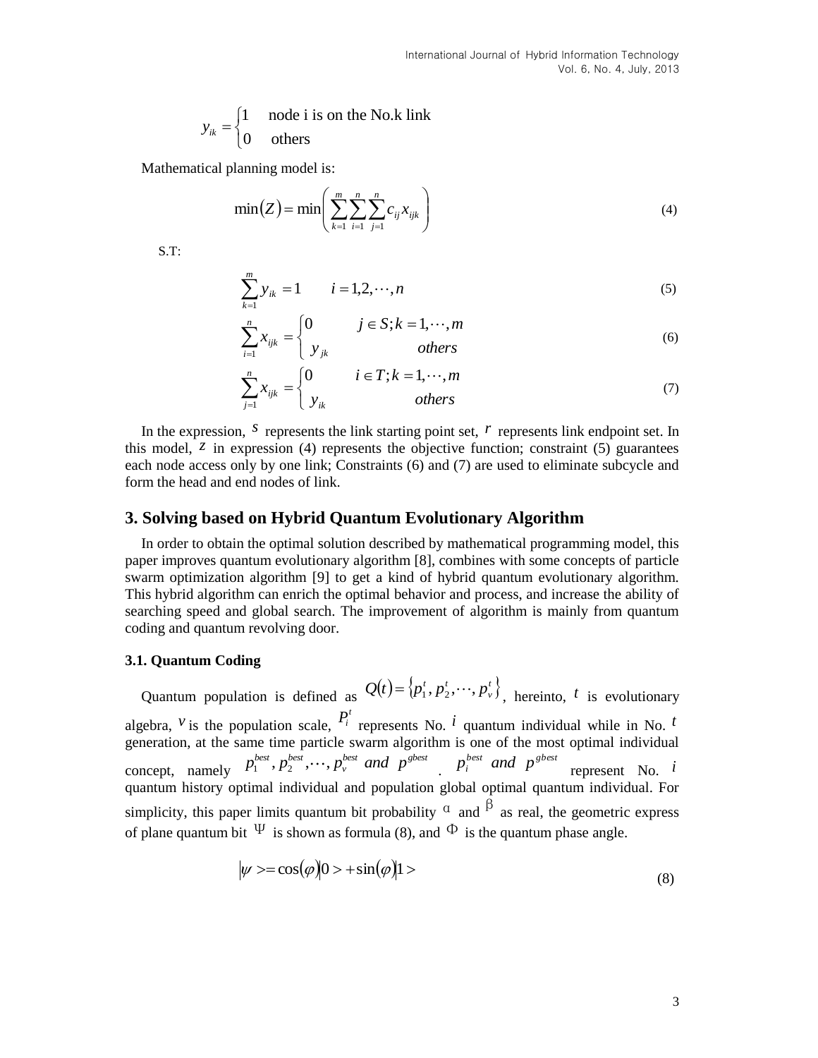$$y_{ik} = \begin{cases} 1 & \text{node i is on the No.k link} \\ 0 & \text{others} \end{cases}$$

Mathematical planning model is:

$$\min(Z) = \min\left(\sum_{k=1}^{m}\sum_{i=1}^{n}\sum_{j=1}^{n} c_{ij} x_{ijk}\right) \tag{4}$$

S.T:

$$\sum_{k=1}^{m} y_{ik} = 1 \qquad i = 1,2,\cdots,n \tag{5}$$

$$\sum_{i=1}^{n} x_{ijk} = \begin{cases} 0 & j \in S; k = 1,\cdots,m \\ y_{jk} & others \end{cases} \tag{6}$$

$$\sum_{j=1}^{n} x_{ijk} = \begin{cases} 0 & i \in T; k = 1,\cdots,m \\ y_{ik} & others \end{cases} \tag{7}$$

In the expression, $s$ represents the link starting point set, $r$ represents link endpoint set. In this model, $z$ in expression (4) represents the objective function; constraint (5) guarantees each node access only by one link; Constraints (6) and (7) are used to eliminate subcycle and form the head and end nodes of link.

## 3. Solving based on Hybrid Quantum Evolutionary Algorithm

In order to obtain the optimal solution described by mathematical programming model, this paper improves quantum evolutionary algorithm [8], combines with some concepts of particle swarm optimization algorithm [9] to get a kind of hybrid quantum evolutionary algorithm. This hybrid algorithm can enrich the optimal behavior and process, and increase the ability of searching speed and global search. The improvement of algorithm is mainly from quantum coding and quantum revolving door.

### 3.1. Quantum Coding

Quantum population is defined as $Q(t) = \{p_1^t, p_2^t, \cdots, p_v^t\}$, hereinto, $t$ is evolutionary algebra, $v$ is the population scale, $P_i^t$ represents No. $i$ quantum individual while in No. $t$ generation, at the same time particle swarm algorithm is one of the most optimal individual concept, namely $p_1^{best}, p_2^{best}, \cdots, p_v^{best}$ *and* $p^{gbest}$ . $p_i^{best}$ *and* $p^{gbest}$ represent No. $i$ quantum history optimal individual and population global optimal quantum individual. For simplicity, this paper limits quantum bit probability $\alpha$ and $\beta$ as real, the geometric express of plane quantum bit $\Psi$ is shown as formula (8), and $\Phi$ is the quantum phase angle.

$$|\psi\rangle = \cos(\varphi)|0\rangle + \sin(\varphi)|1\rangle \tag{8}$$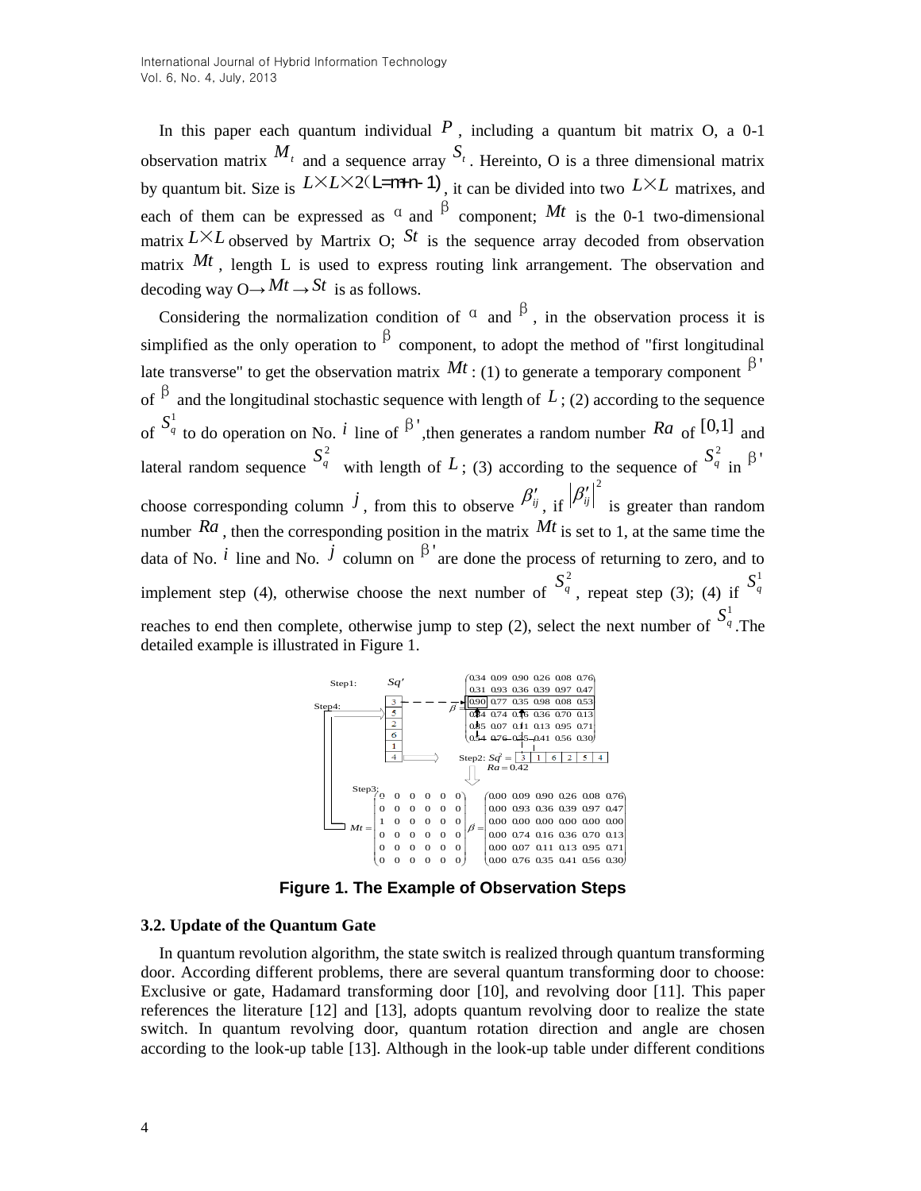In this paper each quantum individual $P$, including a quantum bit matrix O, a 0-1 observation matrix $M_t$ and a sequence array $S_t$. Hereinto, O is a three dimensional matrix by quantum bit. Size is $L \times L \times 2$（L=m+n-1）, it can be divided into two $L \times L$ matrixes, and each of them can be expressed as $\alpha$ and $\beta$ component; $Mt$ is the 0-1 two-dimensional matrix $L \times L$ observed by Martrix O; $St$ is the sequence array decoded from observation matrix $Mt$, length L is used to express routing link arrangement. The observation and decoding way O→$Mt \rightarrow St$ is as follows.

Considering the normalization condition of $\alpha$ and $\beta$, in the observation process it is simplified as the only operation to $\beta$ component, to adopt the method of "first longitudinal late transverse" to get the observation matrix $Mt$: (1) to generate a temporary component $\beta'$ of $\beta$ and the longitudinal stochastic sequence with length of $L$; (2) according to the sequence of $S_q^1$ to do operation on No. $i$ line of $\beta'$,then generates a random number $Ra$ of $[0,1]$ and lateral random sequence $S_q^2$ with length of $L$; (3) according to the sequence of $S_q^2$ in $\beta'$ choose corresponding column $j$, from this to observe $\beta'_{ij}$, if $\left|\beta'_{ij}\right|^2$ is greater than random number $Ra$, then the corresponding position in the matrix $Mt$ is set to 1, at the same time the data of No. $i$ line and No. $j$ column on $\beta'$ are done the process of returning to zero, and to implement step (4), otherwise choose the next number of $S_q^2$, repeat step (3); (4) if $S_q^1$ reaches to end then complete, otherwise jump to step (2), select the next number of $S_q^1$.The detailed example is illustrated in Figure 1.

**Figure 1. The Example of Observation Steps**

### 3.2. Update of the Quantum Gate

In quantum revolution algorithm, the state switch is realized through quantum transforming door. According different problems, there are several quantum transforming door to choose: Exclusive or gate, Hadamard transforming door [10], and revolving door [11]. This paper references the literature [12] and [13], adopts quantum revolving door to realize the state switch. In quantum revolving door, quantum rotation direction and angle are chosen according to the look-up table [13]. Although in the look-up table under different conditions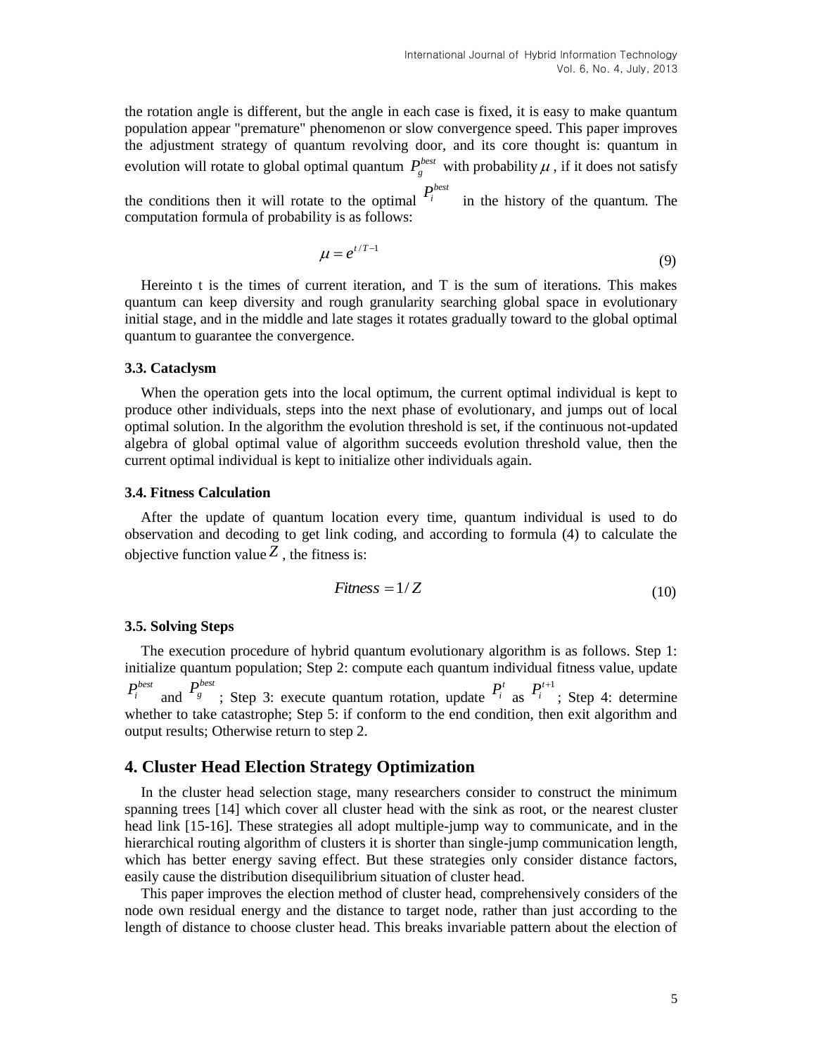the rotation angle is different, but the angle in each case is fixed, it is easy to make quantum population appear "premature" phenomenon or slow convergence speed. This paper improves the adjustment strategy of quantum revolving door, and its core thought is: quantum in evolution will rotate to global optimal quantum $P_g^{best}$ with probability $\mu$, if it does not satisfy the conditions then it will rotate to the optimal $P_i^{best}$ in the history of the quantum. The computation formula of probability is as follows:

$$\mu = e^{t/T-1} \tag{9}$$

Hereinto t is the times of current iteration, and T is the sum of iterations. This makes quantum can keep diversity and rough granularity searching global space in evolutionary initial stage, and in the middle and late stages it rotates gradually toward to the global optimal quantum to guarantee the convergence.

### 3.3. Cataclysm

When the operation gets into the local optimum, the current optimal individual is kept to produce other individuals, steps into the next phase of evolutionary, and jumps out of local optimal solution. In the algorithm the evolution threshold is set, if the continuous not-updated algebra of global optimal value of algorithm succeeds evolution threshold value, then the current optimal individual is kept to initialize other individuals again.

### 3.4. Fitness Calculation

After the update of quantum location every time, quantum individual is used to do observation and decoding to get link coding, and according to formula (4) to calculate the objective function value $Z$, the fitness is:

$$Fitness = 1/Z \tag{10}$$

### 3.5. Solving Steps

The execution procedure of hybrid quantum evolutionary algorithm is as follows. Step 1: initialize quantum population; Step 2: compute each quantum individual fitness value, update $P_i^{best}$ and $P_g^{best}$; Step 3: execute quantum rotation, update $P_i^t$ as $P_i^{t+1}$; Step 4: determine whether to take catastrophe; Step 5: if conform to the end condition, then exit algorithm and output results; Otherwise return to step 2.

## 4. Cluster Head Election Strategy Optimization

In the cluster head selection stage, many researchers consider to construct the minimum spanning trees [14] which cover all cluster head with the sink as root, or the nearest cluster head link [15-16]. These strategies all adopt multiple-jump way to communicate, and in the hierarchical routing algorithm of clusters it is shorter than single-jump communication length, which has better energy saving effect. But these strategies only consider distance factors, easily cause the distribution disequilibrium situation of cluster head.

This paper improves the election method of cluster head, comprehensively considers of the node own residual energy and the distance to target node, rather than just according to the length of distance to choose cluster head. This breaks invariable pattern about the election of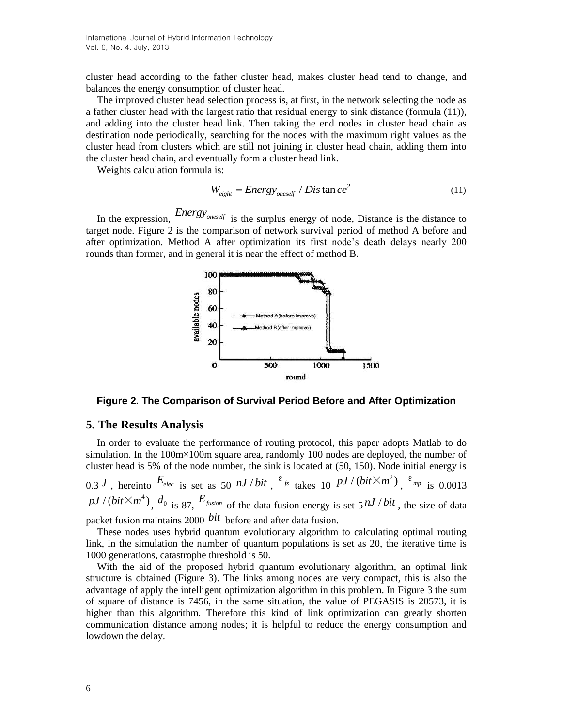cluster head according to the father cluster head, makes cluster head tend to change, and balances the energy consumption of cluster head.

The improved cluster head selection process is, at first, in the network selecting the node as a father cluster head with the largest ratio that residual energy to sink distance (formula (11)), and adding into the cluster head link. Then taking the end nodes in cluster head chain as destination node periodically, searching for the nodes with the maximum right values as the cluster head from clusters which are still not joining in cluster head chain, adding them into the cluster head chain, and eventually form a cluster head link.

Weights calculation formula is:

$$W_{eight} = Energy_{oneself} / Dis\tan ce^2 \tag{11}$$

In the expression, $Energy_{oneself}$ is the surplus energy of node, Distance is the distance to target node. Figure 2 is the comparison of network survival period of method A before and after optimization. Method A after optimization its first node's death delays nearly 200 rounds than former, and in general it is near the effect of method B.

**Figure 2. The Comparison of Survival Period Before and After Optimization**

## 5. The Results Analysis

In order to evaluate the performance of routing protocol, this paper adopts Matlab to do simulation. In the 100m×100m square area, randomly 100 nodes are deployed, the number of cluster head is 5% of the node number, the sink is located at (50, 150). Node initial energy is 0.3 $J$, hereinto $E_{elec}$ is set as 50 $nJ/bit$, $\varepsilon_{fs}$ takes 10 $pJ/(bit \times m^2)$, $\varepsilon_{mp}$ is 0.0013 $pJ/(bit \times m^4)$, $d_0$ is 87, $E_{fusion}$ of the data fusion energy is set 5 $nJ/bit$, the size of data packet fusion maintains 2000 $bit$ before and after data fusion.

These nodes uses hybrid quantum evolutionary algorithm to calculating optimal routing link, in the simulation the number of quantum populations is set as 20, the iterative time is 1000 generations, catastrophe threshold is 50.

With the aid of the proposed hybrid quantum evolutionary algorithm, an optimal link structure is obtained (Figure 3). The links among nodes are very compact, this is also the advantage of apply the intelligent optimization algorithm in this problem. In Figure 3 the sum of square of distance is 7456, in the same situation, the value of PEGASIS is 20573, it is higher than this algorithm. Therefore this kind of link optimization can greatly shorten communication distance among nodes; it is helpful to reduce the energy consumption and lowdown the delay.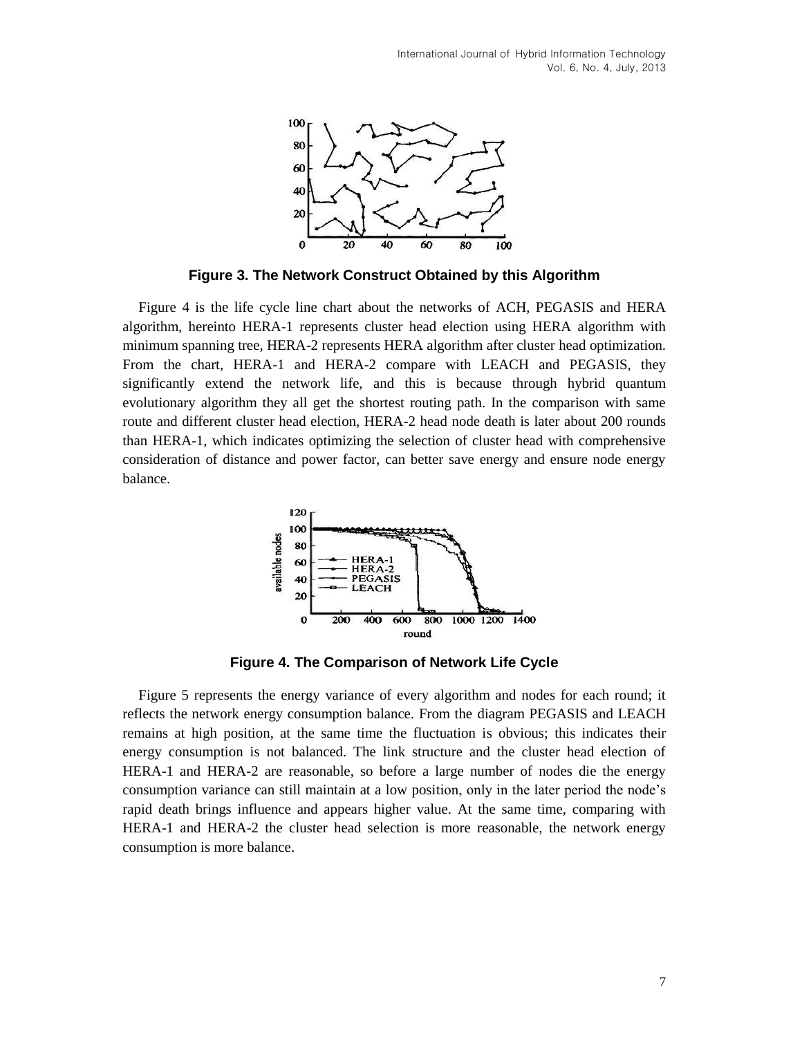**Figure 3. The Network Construct Obtained by this Algorithm**

Figure 4 is the life cycle line chart about the networks of ACH, PEGASIS and HERA algorithm, hereinto HERA-1 represents cluster head election using HERA algorithm with minimum spanning tree, HERA-2 represents HERA algorithm after cluster head optimization. From the chart, HERA-1 and HERA-2 compare with LEACH and PEGASIS, they significantly extend the network life, and this is because through hybrid quantum evolutionary algorithm they all get the shortest routing path. In the comparison with same route and different cluster head election, HERA-2 head node death is later about 200 rounds than HERA-1, which indicates optimizing the selection of cluster head with comprehensive consideration of distance and power factor, can better save energy and ensure node energy balance.

**Figure 4. The Comparison of Network Life Cycle**

Figure 5 represents the energy variance of every algorithm and nodes for each round; it reflects the network energy consumption balance. From the diagram PEGASIS and LEACH remains at high position, at the same time the fluctuation is obvious; this indicates their energy consumption is not balanced. The link structure and the cluster head election of HERA-1 and HERA-2 are reasonable, so before a large number of nodes die the energy consumption variance can still maintain at a low position, only in the later period the node's rapid death brings influence and appears higher value. At the same time, comparing with HERA-1 and HERA-2 the cluster head selection is more reasonable, the network energy consumption is more balance.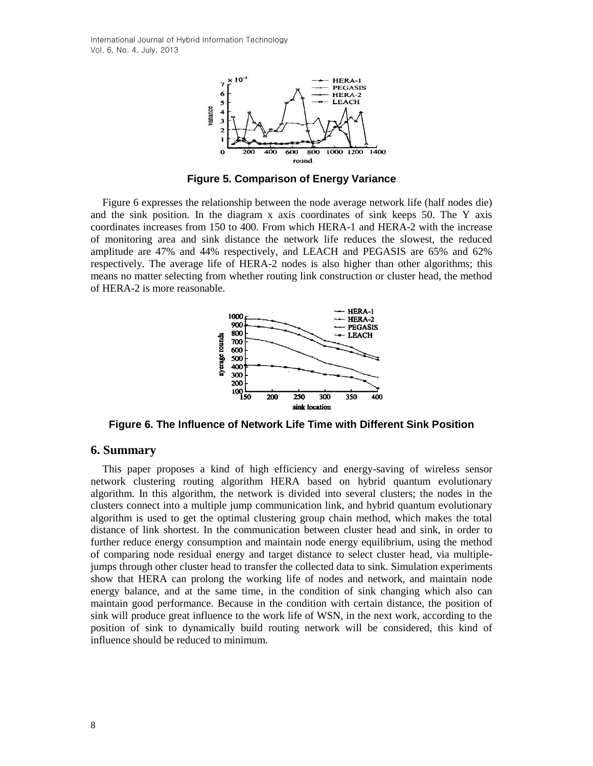Figure 5. Comparison of Energy Variance

Figure 6 expresses the relationship between the node average network life (half nodes die) and the sink position. In the diagram x axis coordinates of sink keeps 50. The Y axis coordinates increases from 150 to 400. From which HERA-1 and HERA-2 with the increase of monitoring area and sink distance the network life reduces the slowest, the reduced amplitude are 47% and 44% respectively, and LEACH and PEGASIS are 65% and 62% respectively. The average life of HERA-2 nodes is also higher than other algorithms; this means no matter selecting from whether routing link construction or cluster head, the method of HERA-2 is more reasonable.

Figure 6. The Influence of Network Life Time with Different Sink Position

## 6. Summary

This paper proposes a kind of high efficiency and energy-saving of wireless sensor network clustering routing algorithm HERA based on hybrid quantum evolutionary algorithm. In this algorithm, the network is divided into several clusters; the nodes in the clusters connect into a multiple jump communication link, and hybrid quantum evolutionary algorithm is used to get the optimal clustering group chain method, which makes the total distance of link shortest. In the communication between cluster head and sink, in order to further reduce energy consumption and maintain node energy equilibrium, using the method of comparing node residual energy and target distance to select cluster head, via multiple-jumps through other cluster head to transfer the collected data to sink. Simulation experiments show that HERA can prolong the working life of nodes and network, and maintain node energy balance, and at the same time, in the condition of sink changing which also can maintain good performance. Because in the condition with certain distance, the position of sink will produce great influence to the work life of WSN, in the next work, according to the position of sink to dynamically build routing network will be considered, this kind of influence should be reduced to minimum.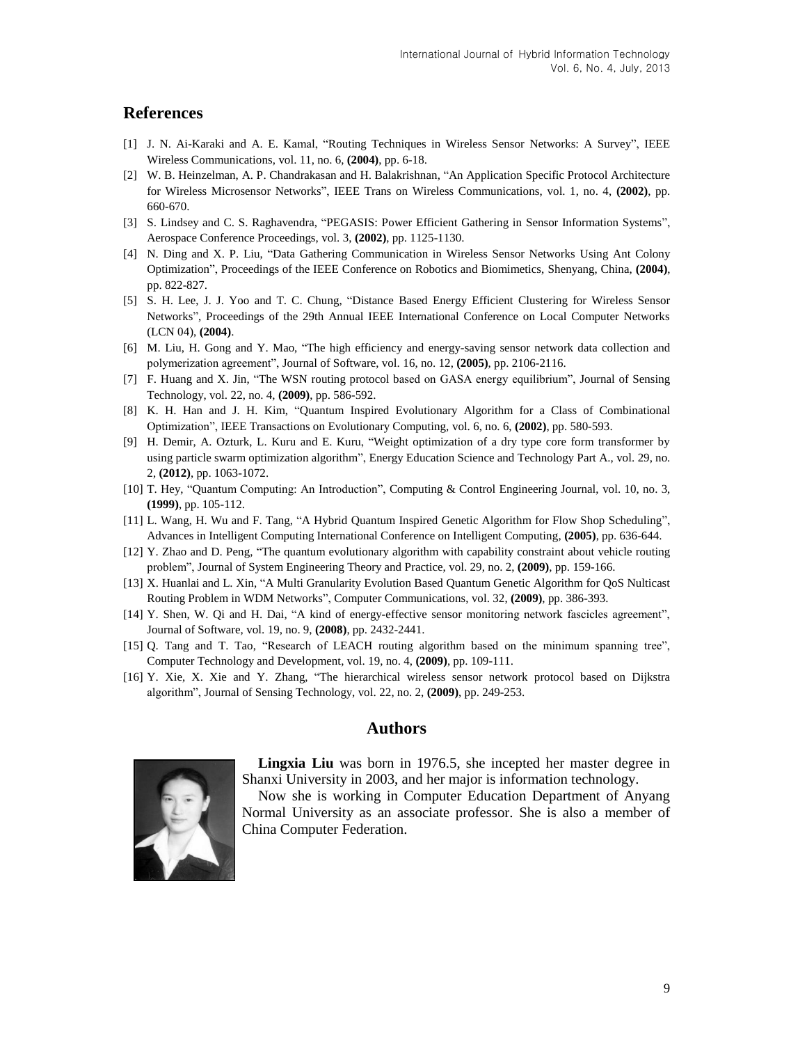## References

[1] J. N. Ai-Karaki and A. E. Kamal, "Routing Techniques in Wireless Sensor Networks: A Survey", IEEE Wireless Communications, vol. 11, no. 6, **(2004)**, pp. 6-18.

[2] W. B. Heinzelman, A. P. Chandrakasan and H. Balakrishnan, "An Application Specific Protocol Architecture for Wireless Microsensor Networks", IEEE Trans on Wireless Communications, vol. 1, no. 4, **(2002)**, pp. 660-670.

[3] S. Lindsey and C. S. Raghavendra, "PEGASIS: Power Efficient Gathering in Sensor Information Systems", Aerospace Conference Proceedings, vol. 3, **(2002)**, pp. 1125-1130.

[4] N. Ding and X. P. Liu, "Data Gathering Communication in Wireless Sensor Networks Using Ant Colony Optimization", Proceedings of the IEEE Conference on Robotics and Biomimetics, Shenyang, China, **(2004)**, pp. 822-827.

[5] S. H. Lee, J. J. Yoo and T. C. Chung, "Distance Based Energy Efficient Clustering for Wireless Sensor Networks", Proceedings of the 29th Annual IEEE International Conference on Local Computer Networks (LCN 04), **(2004)**.

[6] M. Liu, H. Gong and Y. Mao, "The high efficiency and energy-saving sensor network data collection and polymerization agreement", Journal of Software, vol. 16, no. 12, **(2005)**, pp. 2106-2116.

[7] F. Huang and X. Jin, "The WSN routing protocol based on GASA energy equilibrium", Journal of Sensing Technology, vol. 22, no. 4, **(2009)**, pp. 586-592.

[8] K. H. Han and J. H. Kim, "Quantum Inspired Evolutionary Algorithm for a Class of Combinational Optimization", IEEE Transactions on Evolutionary Computing, vol. 6, no. 6, **(2002)**, pp. 580-593.

[9] H. Demir, A. Ozturk, L. Kuru and E. Kuru, "Weight optimization of a dry type core form transformer by using particle swarm optimization algorithm", Energy Education Science and Technology Part A., vol. 29, no. 2, **(2012)**, pp. 1063-1072.

[10] T. Hey, "Quantum Computing: An Introduction", Computing & Control Engineering Journal, vol. 10, no. 3, **(1999)**, pp. 105-112.

[11] L. Wang, H. Wu and F. Tang, "A Hybrid Quantum Inspired Genetic Algorithm for Flow Shop Scheduling", Advances in Intelligent Computing International Conference on Intelligent Computing, **(2005)**, pp. 636-644.

[12] Y. Zhao and D. Peng, "The quantum evolutionary algorithm with capability constraint about vehicle routing problem", Journal of System Engineering Theory and Practice, vol. 29, no. 2, **(2009)**, pp. 159-166.

[13] X. Huanlai and L. Xin, "A Multi Granularity Evolution Based Quantum Genetic Algorithm for QoS Nulticast Routing Problem in WDM Networks", Computer Communications, vol. 32, **(2009)**, pp. 386-393.

[14] Y. Shen, W. Qi and H. Dai, "A kind of energy-effective sensor monitoring network fascicles agreement", Journal of Software, vol. 19, no. 9, **(2008)**, pp. 2432-2441.

[15] Q. Tang and T. Tao, "Research of LEACH routing algorithm based on the minimum spanning tree", Computer Technology and Development, vol. 19, no. 4, **(2009)**, pp. 109-111.

[16] Y. Xie, X. Xie and Y. Zhang, "The hierarchical wireless sensor network protocol based on Dijkstra algorithm", Journal of Sensing Technology, vol. 22, no. 2, **(2009)**, pp. 249-253.

## Authors

**Lingxia Liu** was born in 1976.5, she incepted her master degree in Shanxi University in 2003, and her major is information technology.

Now she is working in Computer Education Department of Anyang Normal University as an associate professor. She is also a member of China Computer Federation.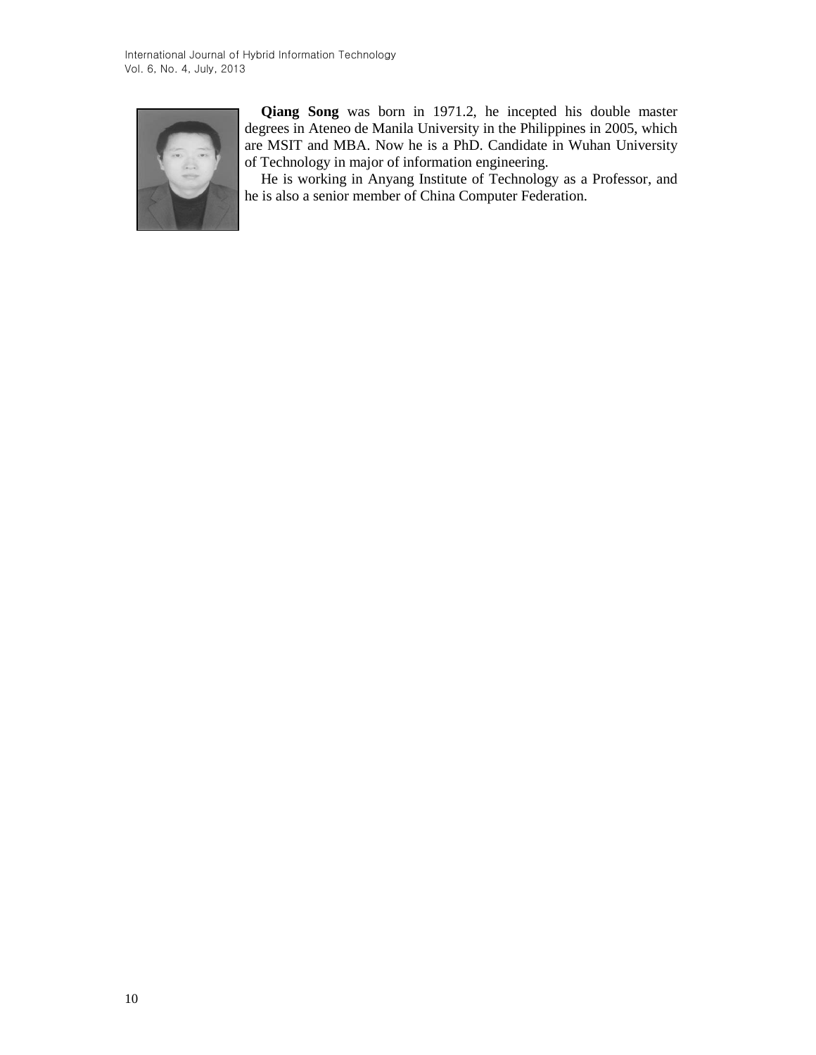**Qiang Song** was born in 1971.2, he incepted his double master degrees in Ateneo de Manila University in the Philippines in 2005, which are MSIT and MBA. Now he is a PhD. Candidate in Wuhan University of Technology in major of information engineering.

He is working in Anyang Institute of Technology as a Professor, and he is also a senior member of China Computer Federation.